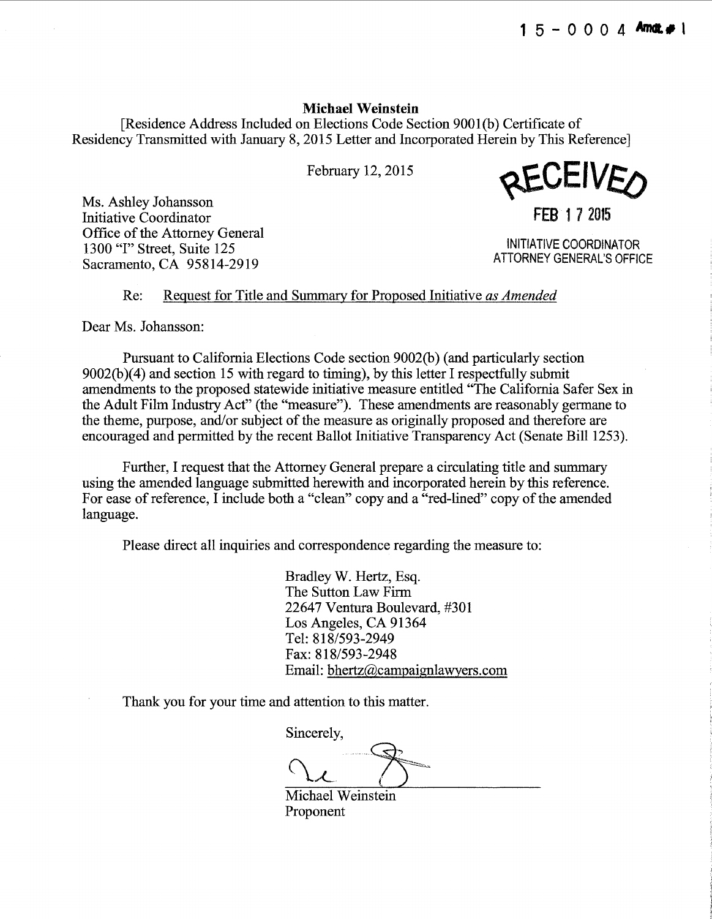15-0004 Amdt.# 1

**Michael Weinstein**

[Residence Address Included on Elections Code Section 9001(b) Certificate of Residency Transmitted with January 8, 2015 Letter and Incorporated Herein by This Reference]

February 12, 2015

RECEIVED

FEB 17 2015

INITIATIVE COORDINATOR
ATTORNEY GENERAL'S OFFICE

Ms. Ashley Johansson
Initiative Coordinator
Office of the Attorney General
1300 "I" Street, Suite 125
Sacramento, CA 95814-2919

Re: Request for Title and Summary for Proposed Initiative *as Amended*

Dear Ms. Johansson:

Pursuant to California Elections Code section 9002(b) (and particularly section 9002(b)(4) and section 15 with regard to timing), by this letter I respectfully submit amendments to the proposed statewide initiative measure entitled "The California Safer Sex in the Adult Film Industry Act" (the "measure"). These amendments are reasonably germane to the theme, purpose, and/or subject of the measure as originally proposed and therefore are encouraged and permitted by the recent Ballot Initiative Transparency Act (Senate Bill 1253).

Further, I request that the Attorney General prepare a circulating title and summary using the amended language submitted herewith and incorporated herein by this reference. For ease of reference, I include both a "clean" copy and a "red-lined" copy of the amended language.

Please direct all inquiries and correspondence regarding the measure to:

Bradley W. Hertz, Esq.
The Sutton Law Firm
22647 Ventura Boulevard, #301
Los Angeles, CA 91364
Tel: 818/593-2949
Fax: 818/593-2948
Email: bhertz@campaignlawyers.com

Thank you for your time and attention to this matter.

Sincerely,

Michael Weinstein
Proponent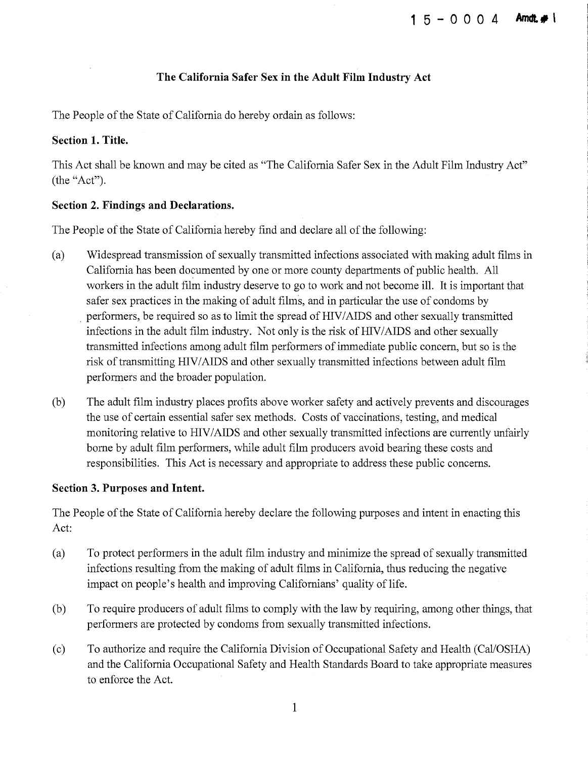15-0004 Amdt. # 1

**The California Safer Sex in the Adult Film Industry Act**

The People of the State of California do hereby ordain as follows:

**Section 1. Title.**

This Act shall be known and may be cited as "The California Safer Sex in the Adult Film Industry Act" (the "Act").

**Section 2. Findings and Declarations.**

The People of the State of California hereby find and declare all of the following:

(a) Widespread transmission of sexually transmitted infections associated with making adult films in California has been documented by one or more county departments of public health. All workers in the adult film industry deserve to go to work and not become ill. It is important that safer sex practices in the making of adult films, and in particular the use of condoms by performers, be required so as to limit the spread of HIV/AIDS and other sexually transmitted infections in the adult film industry. Not only is the risk of HIV/AIDS and other sexually transmitted infections among adult film performers of immediate public concern, but so is the risk of transmitting HIV/AIDS and other sexually transmitted infections between adult film performers and the broader population.

(b) The adult film industry places profits above worker safety and actively prevents and discourages the use of certain essential safer sex methods. Costs of vaccinations, testing, and medical monitoring relative to HIV/AIDS and other sexually transmitted infections are currently unfairly borne by adult film performers, while adult film producers avoid bearing these costs and responsibilities. This Act is necessary and appropriate to address these public concerns.

**Section 3. Purposes and Intent.**

The People of the State of California hereby declare the following purposes and intent in enacting this Act:

(a) To protect performers in the adult film industry and minimize the spread of sexually transmitted infections resulting from the making of adult films in California, thus reducing the negative impact on people's health and improving Californians' quality of life.

(b) To require producers of adult films to comply with the law by requiring, among other things, that performers are protected by condoms from sexually transmitted infections.

(c) To authorize and require the California Division of Occupational Safety and Health (Cal/OSHA) and the California Occupational Safety and Health Standards Board to take appropriate measures to enforce the Act.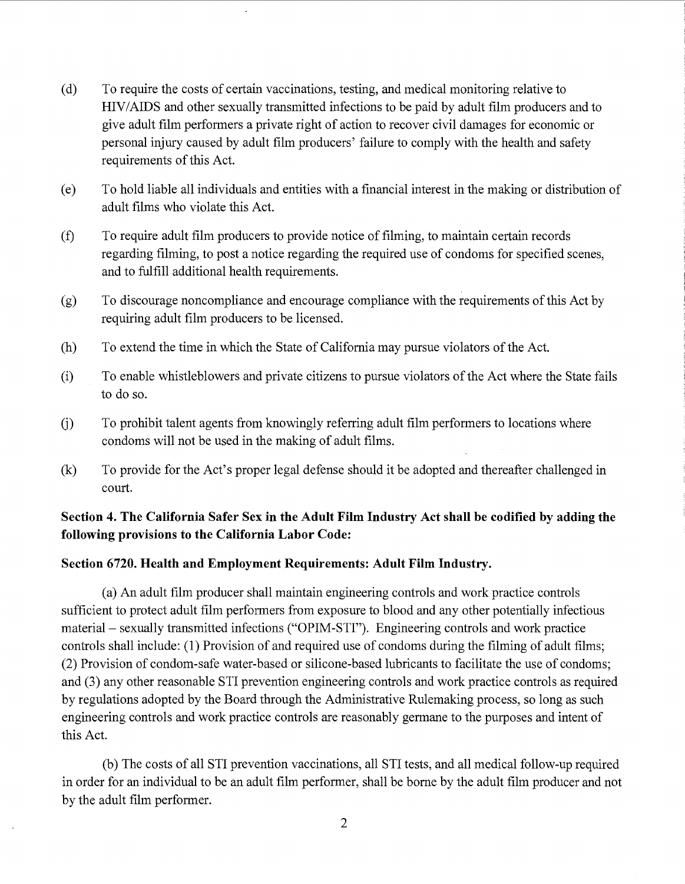(d) To require the costs of certain vaccinations, testing, and medical monitoring relative to HIV/AIDS and other sexually transmitted infections to be paid by adult film producers and to give adult film performers a private right of action to recover civil damages for economic or personal injury caused by adult film producers' failure to comply with the health and safety requirements of this Act.

(e) To hold liable all individuals and entities with a financial interest in the making or distribution of adult films who violate this Act.

(f) To require adult film producers to provide notice of filming, to maintain certain records regarding filming, to post a notice regarding the required use of condoms for specified scenes, and to fulfill additional health requirements.

(g) To discourage noncompliance and encourage compliance with the requirements of this Act by requiring adult film producers to be licensed.

(h) To extend the time in which the State of California may pursue violators of the Act.

(i) To enable whistleblowers and private citizens to pursue violators of the Act where the State fails to do so.

(j) To prohibit talent agents from knowingly referring adult film performers to locations where condoms will not be used in the making of adult films.

(k) To provide for the Act's proper legal defense should it be adopted and thereafter challenged in court.

**Section 4. The California Safer Sex in the Adult Film Industry Act shall be codified by adding the following provisions to the California Labor Code:**

**Section 6720. Health and Employment Requirements: Adult Film Industry.**

(a) An adult film producer shall maintain engineering controls and work practice controls sufficient to protect adult film performers from exposure to blood and any other potentially infectious material – sexually transmitted infections ("OPIM-STI"). Engineering controls and work practice controls shall include: (1) Provision of and required use of condoms during the filming of adult films; (2) Provision of condom-safe water-based or silicone-based lubricants to facilitate the use of condoms; and (3) any other reasonable STI prevention engineering controls and work practice controls as required by regulations adopted by the Board through the Administrative Rulemaking process, so long as such engineering controls and work practice controls are reasonably germane to the purposes and intent of this Act.

(b) The costs of all STI prevention vaccinations, all STI tests, and all medical follow-up required in order for an individual to be an adult film performer, shall be borne by the adult film producer and not by the adult film performer.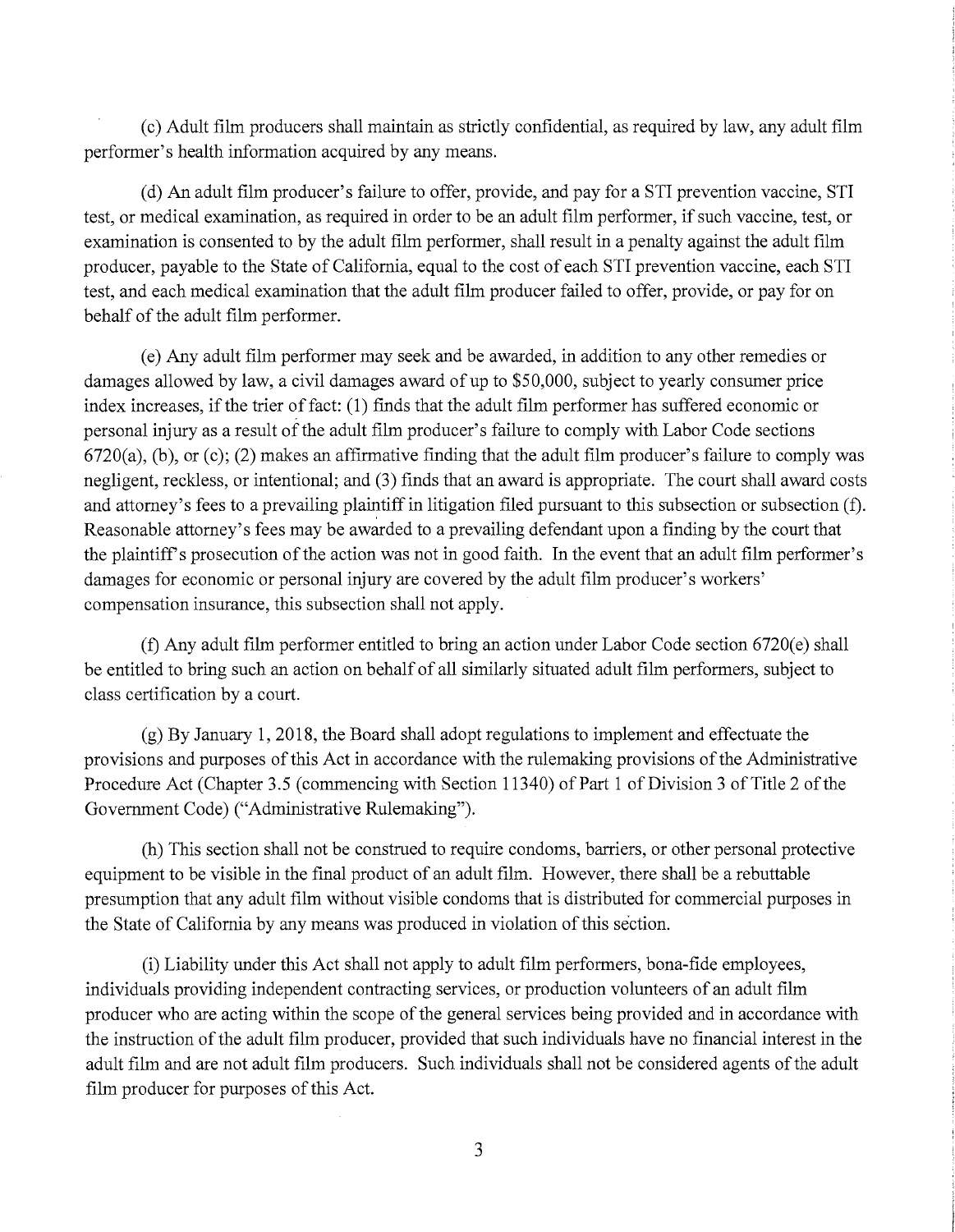(c) Adult film producers shall maintain as strictly confidential, as required by law, any adult film performer's health information acquired by any means.

(d) An adult film producer's failure to offer, provide, and pay for a STI prevention vaccine, STI test, or medical examination, as required in order to be an adult film performer, if such vaccine, test, or examination is consented to by the adult film performer, shall result in a penalty against the adult film producer, payable to the State of California, equal to the cost of each STI prevention vaccine, each STI test, and each medical examination that the adult film producer failed to offer, provide, or pay for on behalf of the adult film performer.

(e) Any adult film performer may seek and be awarded, in addition to any other remedies or damages allowed by law, a civil damages award of up to $50,000, subject to yearly consumer price index increases, if the trier of fact: (1) finds that the adult film performer has suffered economic or personal injury as a result of the adult film producer's failure to comply with Labor Code sections 6720(a), (b), or (c); (2) makes an affirmative finding that the adult film producer's failure to comply was negligent, reckless, or intentional; and (3) finds that an award is appropriate. The court shall award costs and attorney's fees to a prevailing plaintiff in litigation filed pursuant to this subsection or subsection (f). Reasonable attorney's fees may be awarded to a prevailing defendant upon a finding by the court that the plaintiff's prosecution of the action was not in good faith. In the event that an adult film performer's damages for economic or personal injury are covered by the adult film producer's workers' compensation insurance, this subsection shall not apply.

(f) Any adult film performer entitled to bring an action under Labor Code section 6720(e) shall be entitled to bring such an action on behalf of all similarly situated adult film performers, subject to class certification by a court.

(g) By January 1, 2018, the Board shall adopt regulations to implement and effectuate the provisions and purposes of this Act in accordance with the rulemaking provisions of the Administrative Procedure Act (Chapter 3.5 (commencing with Section 11340) of Part 1 of Division 3 of Title 2 of the Government Code) ("Administrative Rulemaking").

(h) This section shall not be construed to require condoms, barriers, or other personal protective equipment to be visible in the final product of an adult film. However, there shall be a rebuttable presumption that any adult film without visible condoms that is distributed for commercial purposes in the State of California by any means was produced in violation of this section.

(i) Liability under this Act shall not apply to adult film performers, bona-fide employees, individuals providing independent contracting services, or production volunteers of an adult film producer who are acting within the scope of the general services being provided and in accordance with the instruction of the adult film producer, provided that such individuals have no financial interest in the adult film and are not adult film producers. Such individuals shall not be considered agents of the adult film producer for purposes of this Act.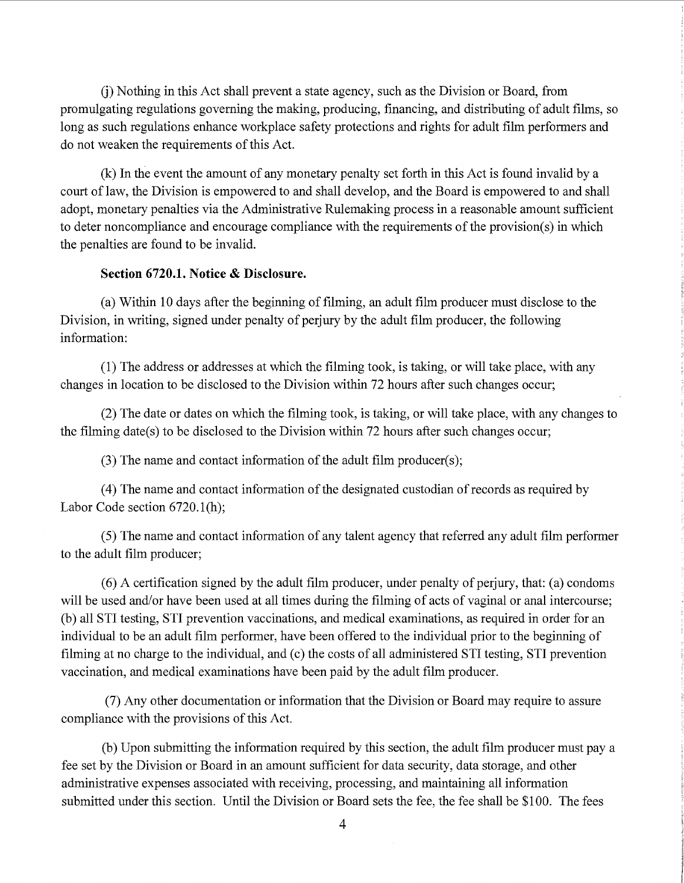(j) Nothing in this Act shall prevent a state agency, such as the Division or Board, from promulgating regulations governing the making, producing, financing, and distributing of adult films, so long as such regulations enhance workplace safety protections and rights for adult film performers and do not weaken the requirements of this Act.

(k) In the event the amount of any monetary penalty set forth in this Act is found invalid by a court of law, the Division is empowered to and shall develop, and the Board is empowered to and shall adopt, monetary penalties via the Administrative Rulemaking process in a reasonable amount sufficient to deter noncompliance and encourage compliance with the requirements of the provision(s) in which the penalties are found to be invalid.

**Section 6720.1. Notice & Disclosure.**

(a) Within 10 days after the beginning of filming, an adult film producer must disclose to the Division, in writing, signed under penalty of perjury by the adult film producer, the following information:

(1) The address or addresses at which the filming took, is taking, or will take place, with any changes in location to be disclosed to the Division within 72 hours after such changes occur;

(2) The date or dates on which the filming took, is taking, or will take place, with any changes to the filming date(s) to be disclosed to the Division within 72 hours after such changes occur;

(3) The name and contact information of the adult film producer(s);

(4) The name and contact information of the designated custodian of records as required by Labor Code section 6720.1(h);

(5) The name and contact information of any talent agency that referred any adult film performer to the adult film producer;

(6) A certification signed by the adult film producer, under penalty of perjury, that: (a) condoms will be used and/or have been used at all times during the filming of acts of vaginal or anal intercourse; (b) all STI testing, STI prevention vaccinations, and medical examinations, as required in order for an individual to be an adult film performer, have been offered to the individual prior to the beginning of filming at no charge to the individual, and (c) the costs of all administered STI testing, STI prevention vaccination, and medical examinations have been paid by the adult film producer.

(7) Any other documentation or information that the Division or Board may require to assure compliance with the provisions of this Act.

(b) Upon submitting the information required by this section, the adult film producer must pay a fee set by the Division or Board in an amount sufficient for data security, data storage, and other administrative expenses associated with receiving, processing, and maintaining all information submitted under this section. Until the Division or Board sets the fee, the fee shall be $100. The fees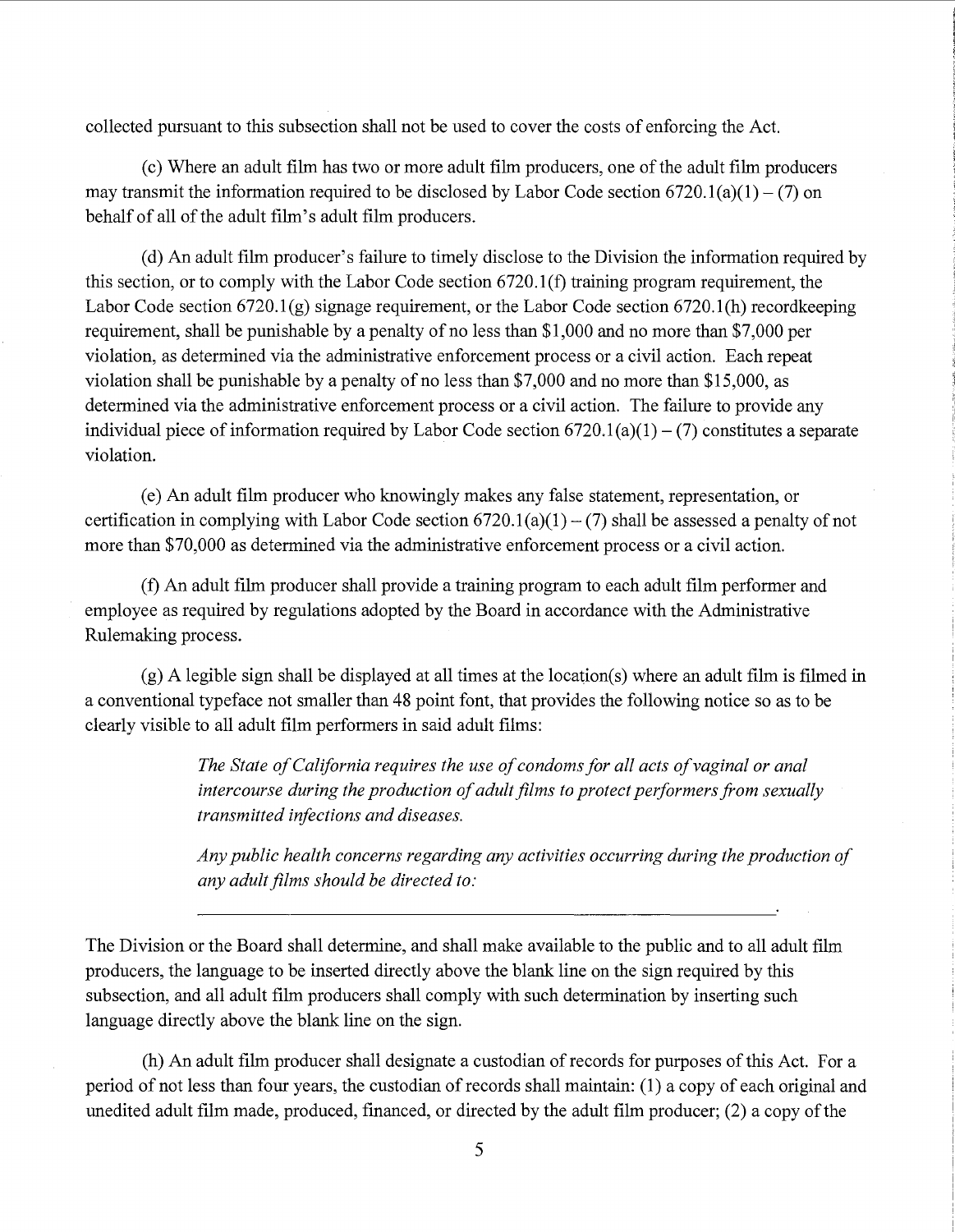collected pursuant to this subsection shall not be used to cover the costs of enforcing the Act.

(c) Where an adult film has two or more adult film producers, one of the adult film producers may transmit the information required to be disclosed by Labor Code section 6720.1(a)(1) – (7) on behalf of all of the adult film's adult film producers.

(d) An adult film producer's failure to timely disclose to the Division the information required by this section, or to comply with the Labor Code section 6720.1(f) training program requirement, the Labor Code section 6720.1(g) signage requirement, or the Labor Code section 6720.1(h) recordkeeping requirement, shall be punishable by a penalty of no less than $1,000 and no more than $7,000 per violation, as determined via the administrative enforcement process or a civil action. Each repeat violation shall be punishable by a penalty of no less than $7,000 and no more than $15,000, as determined via the administrative enforcement process or a civil action. The failure to provide any individual piece of information required by Labor Code section 6720.1(a)(1) – (7) constitutes a separate violation.

(e) An adult film producer who knowingly makes any false statement, representation, or certification in complying with Labor Code section 6720.1(a)(1) – (7) shall be assessed a penalty of not more than $70,000 as determined via the administrative enforcement process or a civil action.

(f) An adult film producer shall provide a training program to each adult film performer and employee as required by regulations adopted by the Board in accordance with the Administrative Rulemaking process.

(g) A legible sign shall be displayed at all times at the location(s) where an adult film is filmed in a conventional typeface not smaller than 48 point font, that provides the following notice so as to be clearly visible to all adult film performers in said adult films:

> *The State of California requires the use of condoms for all acts of vaginal or anal intercourse during the production of adult films to protect performers from sexually transmitted infections and diseases.*
>
> *Any public health concerns regarding any activities occurring during the production of any adult films should be directed to:*
>
> \_\_\_\_\_\_\_\_\_\_\_\_\_\_\_\_\_\_\_\_\_\_\_\_\_\_\_\_\_\_\_\_\_\_\_\_\_\_\_\_\_\_\_\_\_\_.

The Division or the Board shall determine, and shall make available to the public and to all adult film producers, the language to be inserted directly above the blank line on the sign required by this subsection, and all adult film producers shall comply with such determination by inserting such language directly above the blank line on the sign.

(h) An adult film producer shall designate a custodian of records for purposes of this Act. For a period of not less than four years, the custodian of records shall maintain: (1) a copy of each original and unedited adult film made, produced, financed, or directed by the adult film producer; (2) a copy of the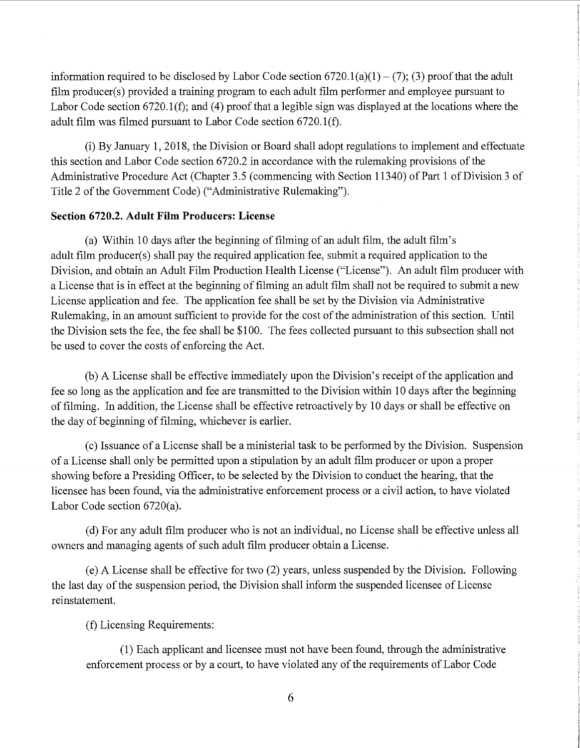information required to be disclosed by Labor Code section 6720.1(a)(1) – (7); (3) proof that the adult film producer(s) provided a training program to each adult film performer and employee pursuant to Labor Code section 6720.1(f); and (4) proof that a legible sign was displayed at the locations where the adult film was filmed pursuant to Labor Code section 6720.1(f).

(i) By January 1, 2018, the Division or Board shall adopt regulations to implement and effectuate this section and Labor Code section 6720.2 in accordance with the rulemaking provisions of the Administrative Procedure Act (Chapter 3.5 (commencing with Section 11340) of Part 1 of Division 3 of Title 2 of the Government Code) ("Administrative Rulemaking").

**Section 6720.2. Adult Film Producers: License**

(a) Within 10 days after the beginning of filming of an adult film, the adult film's adult film producer(s) shall pay the required application fee, submit a required application to the Division, and obtain an Adult Film Production Health License ("License"). An adult film producer with a License that is in effect at the beginning of filming an adult film shall not be required to submit a new License application and fee. The application fee shall be set by the Division via Administrative Rulemaking, in an amount sufficient to provide for the cost of the administration of this section. Until the Division sets the fee, the fee shall be $100. The fees collected pursuant to this subsection shall not be used to cover the costs of enforcing the Act.

(b) A License shall be effective immediately upon the Division's receipt of the application and fee so long as the application and fee are transmitted to the Division within 10 days after the beginning of filming. In addition, the License shall be effective retroactively by 10 days or shall be effective on the day of beginning of filming, whichever is earlier.

(c) Issuance of a License shall be a ministerial task to be performed by the Division. Suspension of a License shall only be permitted upon a stipulation by an adult film producer or upon a proper showing before a Presiding Officer, to be selected by the Division to conduct the hearing, that the licensee has been found, via the administrative enforcement process or a civil action, to have violated Labor Code section 6720(a).

(d) For any adult film producer who is not an individual, no License shall be effective unless all owners and managing agents of such adult film producer obtain a License.

(e) A License shall be effective for two (2) years, unless suspended by the Division. Following the last day of the suspension period, the Division shall inform the suspended licensee of License reinstatement.

(f) Licensing Requirements:

(1) Each applicant and licensee must not have been found, through the administrative enforcement process or by a court, to have violated any of the requirements of Labor Code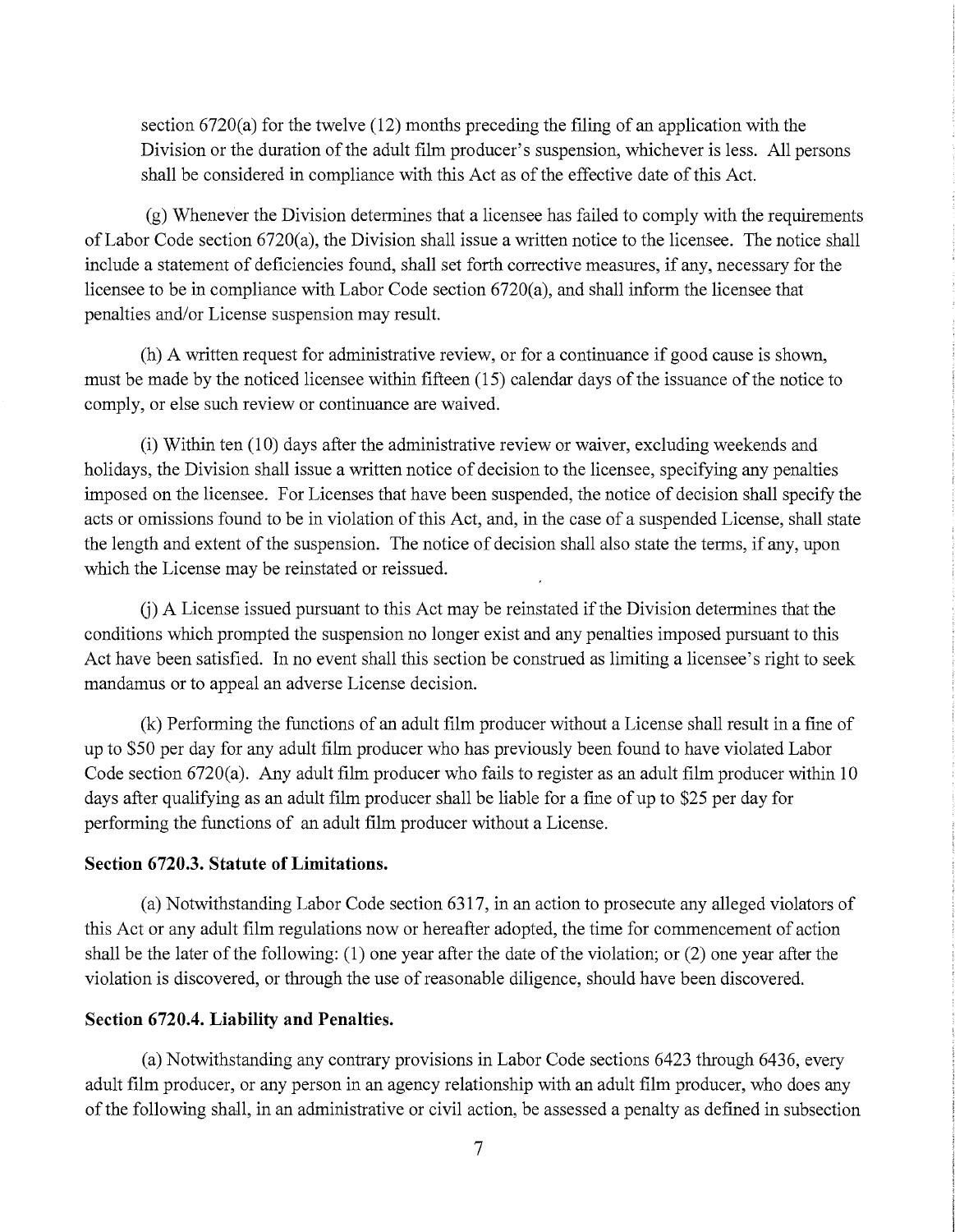section 6720(a) for the twelve (12) months preceding the filing of an application with the Division or the duration of the adult film producer's suspension, whichever is less. All persons shall be considered in compliance with this Act as of the effective date of this Act.

(g) Whenever the Division determines that a licensee has failed to comply with the requirements of Labor Code section 6720(a), the Division shall issue a written notice to the licensee. The notice shall include a statement of deficiencies found, shall set forth corrective measures, if any, necessary for the licensee to be in compliance with Labor Code section 6720(a), and shall inform the licensee that penalties and/or License suspension may result.

(h) A written request for administrative review, or for a continuance if good cause is shown, must be made by the noticed licensee within fifteen (15) calendar days of the issuance of the notice to comply, or else such review or continuance are waived.

(i) Within ten (10) days after the administrative review or waiver, excluding weekends and holidays, the Division shall issue a written notice of decision to the licensee, specifying any penalties imposed on the licensee. For Licenses that have been suspended, the notice of decision shall specify the acts or omissions found to be in violation of this Act, and, in the case of a suspended License, shall state the length and extent of the suspension. The notice of decision shall also state the terms, if any, upon which the License may be reinstated or reissued.

(j) A License issued pursuant to this Act may be reinstated if the Division determines that the conditions which prompted the suspension no longer exist and any penalties imposed pursuant to this Act have been satisfied. In no event shall this section be construed as limiting a licensee's right to seek mandamus or to appeal an adverse License decision.

(k) Performing the functions of an adult film producer without a License shall result in a fine of up to $50 per day for any adult film producer who has previously been found to have violated Labor Code section 6720(a). Any adult film producer who fails to register as an adult film producer within 10 days after qualifying as an adult film producer shall be liable for a fine of up to $25 per day for performing the functions of an adult film producer without a License.

**Section 6720.3. Statute of Limitations.**

(a) Notwithstanding Labor Code section 6317, in an action to prosecute any alleged violators of this Act or any adult film regulations now or hereafter adopted, the time for commencement of action shall be the later of the following: (1) one year after the date of the violation; or (2) one year after the violation is discovered, or through the use of reasonable diligence, should have been discovered.

**Section 6720.4. Liability and Penalties.**

(a) Notwithstanding any contrary provisions in Labor Code sections 6423 through 6436, every adult film producer, or any person in an agency relationship with an adult film producer, who does any of the following shall, in an administrative or civil action, be assessed a penalty as defined in subsection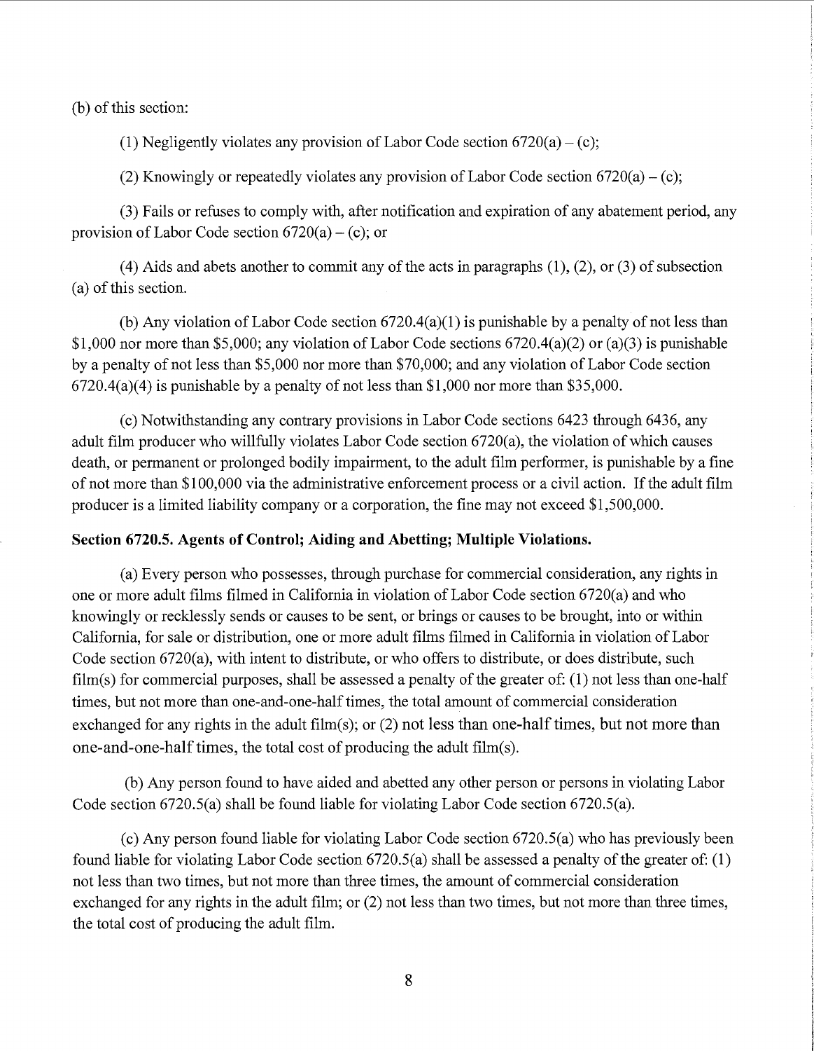(b) of this section:

(1) Negligently violates any provision of Labor Code section 6720(a) – (c);

(2) Knowingly or repeatedly violates any provision of Labor Code section 6720(a) – (c);

(3) Fails or refuses to comply with, after notification and expiration of any abatement period, any provision of Labor Code section 6720(a) – (c); or

(4) Aids and abets another to commit any of the acts in paragraphs (1), (2), or (3) of subsection (a) of this section.

(b) Any violation of Labor Code section 6720.4(a)(1) is punishable by a penalty of not less than $1,000 nor more than $5,000; any violation of Labor Code sections 6720.4(a)(2) or (a)(3) is punishable by a penalty of not less than $5,000 nor more than $70,000; and any violation of Labor Code section 6720.4(a)(4) is punishable by a penalty of not less than $1,000 nor more than $35,000.

(c) Notwithstanding any contrary provisions in Labor Code sections 6423 through 6436, any adult film producer who willfully violates Labor Code section 6720(a), the violation of which causes death, or permanent or prolonged bodily impairment, to the adult film performer, is punishable by a fine of not more than $100,000 via the administrative enforcement process or a civil action. If the adult film producer is a limited liability company or a corporation, the fine may not exceed $1,500,000.

**Section 6720.5. Agents of Control; Aiding and Abetting; Multiple Violations.**

(a) Every person who possesses, through purchase for commercial consideration, any rights in one or more adult films filmed in California in violation of Labor Code section 6720(a) and who knowingly or recklessly sends or causes to be sent, or brings or causes to be brought, into or within California, for sale or distribution, one or more adult films filmed in California in violation of Labor Code section 6720(a), with intent to distribute, or who offers to distribute, or does distribute, such film(s) for commercial purposes, shall be assessed a penalty of the greater of: (1) not less than one-half times, but not more than one-and-one-half times, the total amount of commercial consideration exchanged for any rights in the adult film(s); or (2) not less than one-half times, but not more than one-and-one-half times, the total cost of producing the adult film(s).

(b) Any person found to have aided and abetted any other person or persons in violating Labor Code section 6720.5(a) shall be found liable for violating Labor Code section 6720.5(a).

(c) Any person found liable for violating Labor Code section 6720.5(a) who has previously been found liable for violating Labor Code section 6720.5(a) shall be assessed a penalty of the greater of: (1) not less than two times, but not more than three times, the amount of commercial consideration exchanged for any rights in the adult film; or (2) not less than two times, but not more than three times, the total cost of producing the adult film.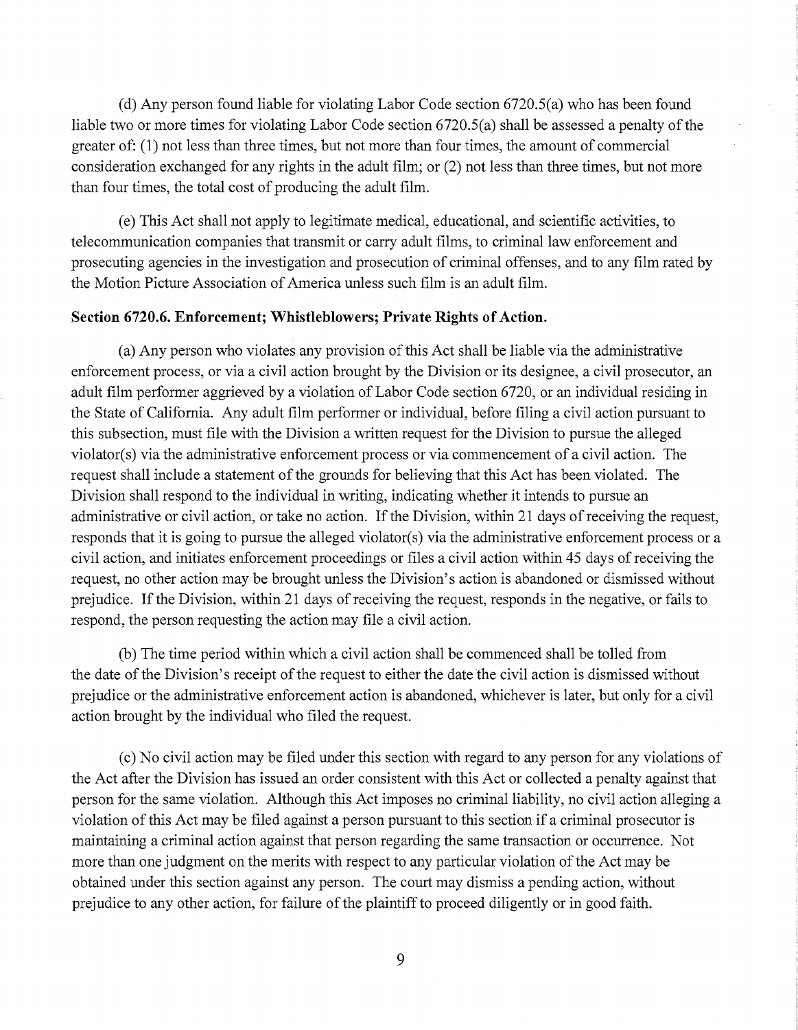(d) Any person found liable for violating Labor Code section 6720.5(a) who has been found liable two or more times for violating Labor Code section 6720.5(a) shall be assessed a penalty of the greater of: (1) not less than three times, but not more than four times, the amount of commercial consideration exchanged for any rights in the adult film; or (2) not less than three times, but not more than four times, the total cost of producing the adult film.

(e) This Act shall not apply to legitimate medical, educational, and scientific activities, to telecommunication companies that transmit or carry adult films, to criminal law enforcement and prosecuting agencies in the investigation and prosecution of criminal offenses, and to any film rated by the Motion Picture Association of America unless such film is an adult film.

**Section 6720.6. Enforcement; Whistleblowers; Private Rights of Action.**

(a) Any person who violates any provision of this Act shall be liable via the administrative enforcement process, or via a civil action brought by the Division or its designee, a civil prosecutor, an adult film performer aggrieved by a violation of Labor Code section 6720, or an individual residing in the State of California. Any adult film performer or individual, before filing a civil action pursuant to this subsection, must file with the Division a written request for the Division to pursue the alleged violator(s) via the administrative enforcement process or via commencement of a civil action. The request shall include a statement of the grounds for believing that this Act has been violated. The Division shall respond to the individual in writing, indicating whether it intends to pursue an administrative or civil action, or take no action. If the Division, within 21 days of receiving the request, responds that it is going to pursue the alleged violator(s) via the administrative enforcement process or a civil action, and initiates enforcement proceedings or files a civil action within 45 days of receiving the request, no other action may be brought unless the Division's action is abandoned or dismissed without prejudice. If the Division, within 21 days of receiving the request, responds in the negative, or fails to respond, the person requesting the action may file a civil action.

(b) The time period within which a civil action shall be commenced shall be tolled from the date of the Division's receipt of the request to either the date the civil action is dismissed without prejudice or the administrative enforcement action is abandoned, whichever is later, but only for a civil action brought by the individual who filed the request.

(c) No civil action may be filed under this section with regard to any person for any violations of the Act after the Division has issued an order consistent with this Act or collected a penalty against that person for the same violation. Although this Act imposes no criminal liability, no civil action alleging a violation of this Act may be filed against a person pursuant to this section if a criminal prosecutor is maintaining a criminal action against that person regarding the same transaction or occurrence. Not more than one judgment on the merits with respect to any particular violation of the Act may be obtained under this section against any person. The court may dismiss a pending action, without prejudice to any other action, for failure of the plaintiff to proceed diligently or in good faith.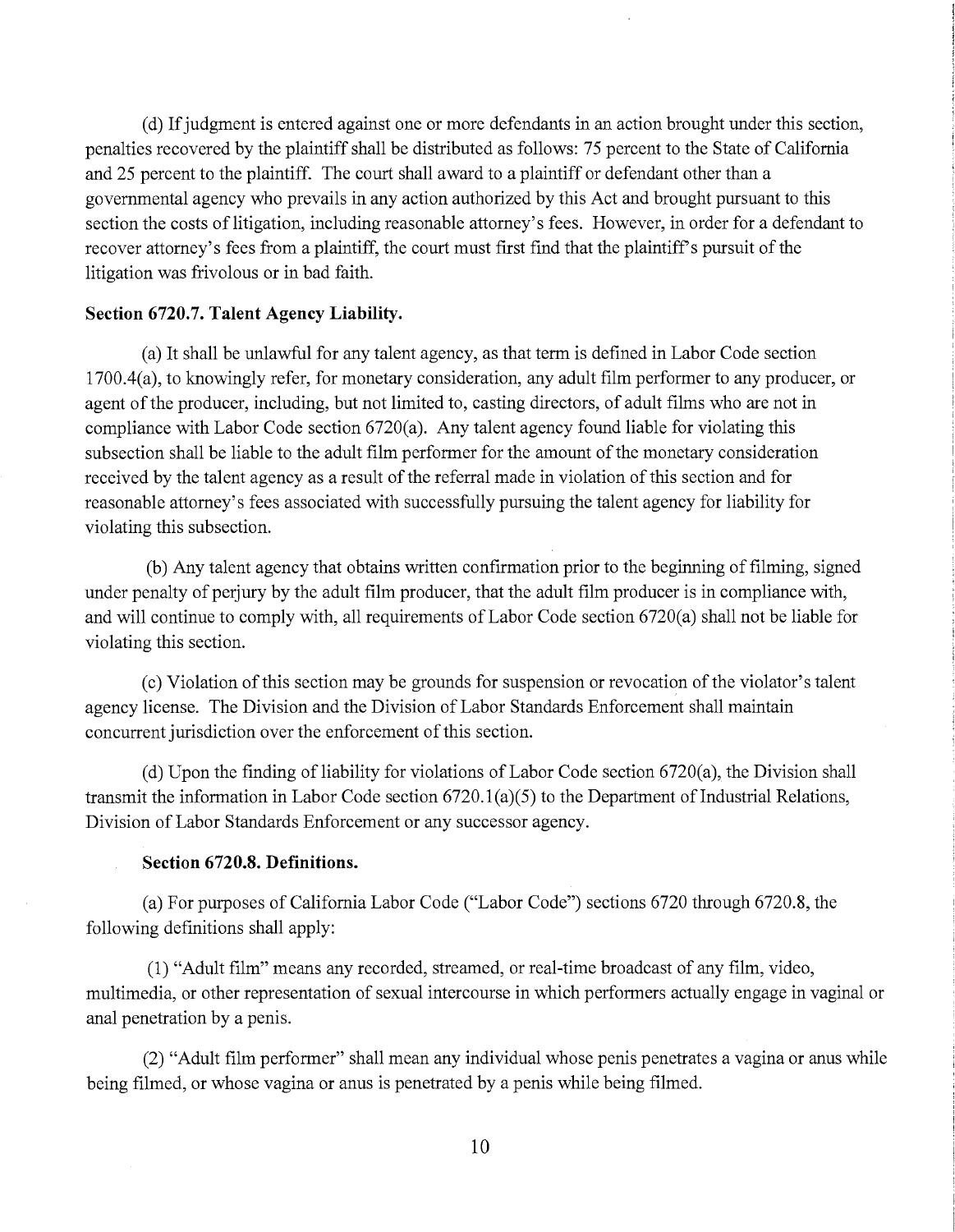(d) If judgment is entered against one or more defendants in an action brought under this section, penalties recovered by the plaintiff shall be distributed as follows: 75 percent to the State of California and 25 percent to the plaintiff. The court shall award to a plaintiff or defendant other than a governmental agency who prevails in any action authorized by this Act and brought pursuant to this section the costs of litigation, including reasonable attorney's fees. However, in order for a defendant to recover attorney's fees from a plaintiff, the court must first find that the plaintiff's pursuit of the litigation was frivolous or in bad faith.

**Section 6720.7. Talent Agency Liability.**

(a) It shall be unlawful for any talent agency, as that term is defined in Labor Code section 1700.4(a), to knowingly refer, for monetary consideration, any adult film performer to any producer, or agent of the producer, including, but not limited to, casting directors, of adult films who are not in compliance with Labor Code section 6720(a). Any talent agency found liable for violating this subsection shall be liable to the adult film performer for the amount of the monetary consideration received by the talent agency as a result of the referral made in violation of this section and for reasonable attorney's fees associated with successfully pursuing the talent agency for liability for violating this subsection.

(b) Any talent agency that obtains written confirmation prior to the beginning of filming, signed under penalty of perjury by the adult film producer, that the adult film producer is in compliance with, and will continue to comply with, all requirements of Labor Code section 6720(a) shall not be liable for violating this section.

(c) Violation of this section may be grounds for suspension or revocation of the violator's talent agency license. The Division and the Division of Labor Standards Enforcement shall maintain concurrent jurisdiction over the enforcement of this section.

(d) Upon the finding of liability for violations of Labor Code section 6720(a), the Division shall transmit the information in Labor Code section 6720.1(a)(5) to the Department of Industrial Relations, Division of Labor Standards Enforcement or any successor agency.

**Section 6720.8. Definitions.**

(a) For purposes of California Labor Code ("Labor Code") sections 6720 through 6720.8, the following definitions shall apply:

(1) "Adult film" means any recorded, streamed, or real-time broadcast of any film, video, multimedia, or other representation of sexual intercourse in which performers actually engage in vaginal or anal penetration by a penis.

(2) "Adult film performer" shall mean any individual whose penis penetrates a vagina or anus while being filmed, or whose vagina or anus is penetrated by a penis while being filmed.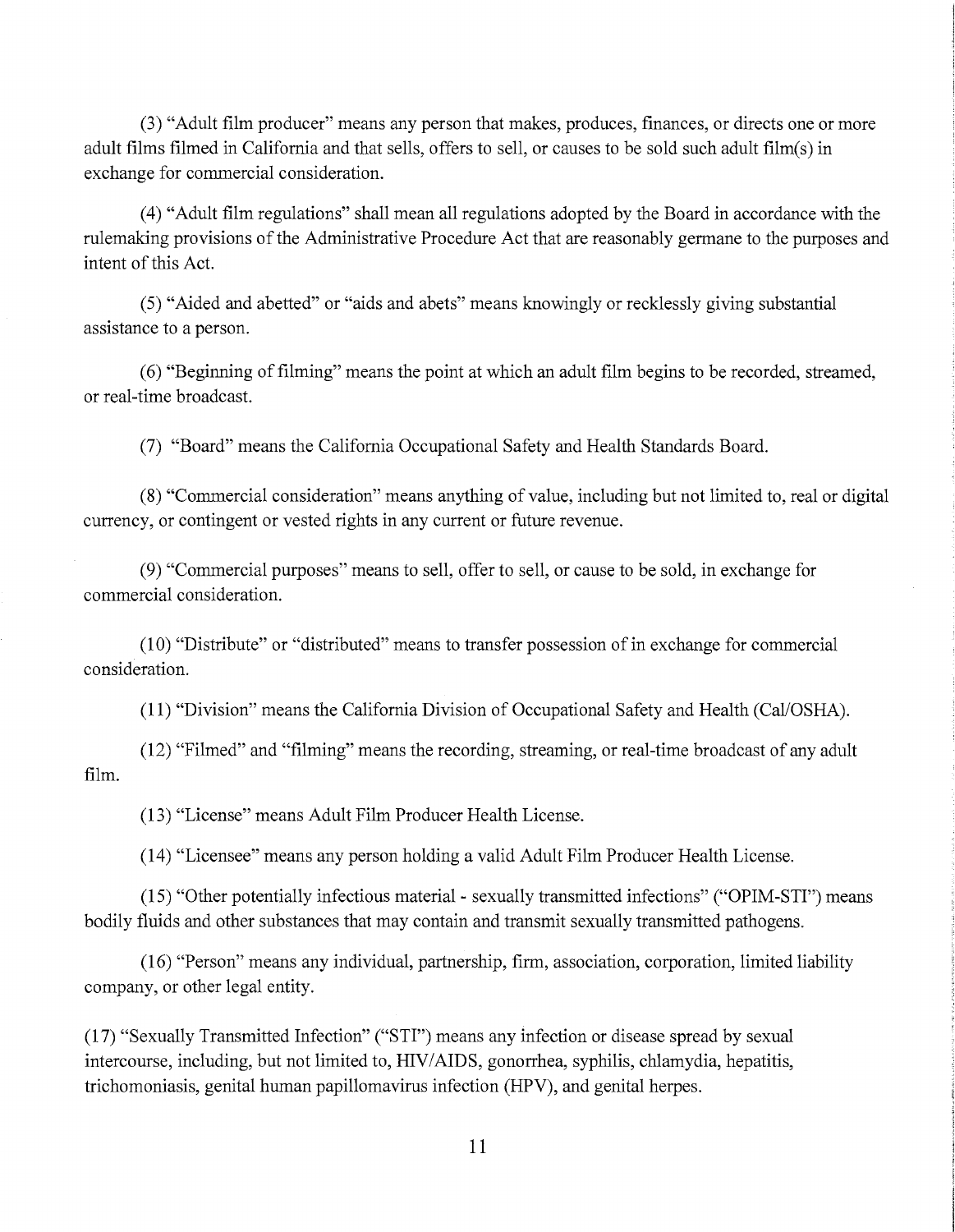(3) "Adult film producer" means any person that makes, produces, finances, or directs one or more adult films filmed in California and that sells, offers to sell, or causes to be sold such adult film(s) in exchange for commercial consideration.

(4) "Adult film regulations" shall mean all regulations adopted by the Board in accordance with the rulemaking provisions of the Administrative Procedure Act that are reasonably germane to the purposes and intent of this Act.

(5) "Aided and abetted" or "aids and abets" means knowingly or recklessly giving substantial assistance to a person.

(6) "Beginning of filming" means the point at which an adult film begins to be recorded, streamed, or real-time broadcast.

(7) "Board" means the California Occupational Safety and Health Standards Board.

(8) "Commercial consideration" means anything of value, including but not limited to, real or digital currency, or contingent or vested rights in any current or future revenue.

(9) "Commercial purposes" means to sell, offer to sell, or cause to be sold, in exchange for commercial consideration.

(10) "Distribute" or "distributed" means to transfer possession of in exchange for commercial consideration.

(11) "Division" means the California Division of Occupational Safety and Health (Cal/OSHA).

(12) "Filmed" and "filming" means the recording, streaming, or real-time broadcast of any adult film.

(13) "License" means Adult Film Producer Health License.

(14) "Licensee" means any person holding a valid Adult Film Producer Health License.

(15) "Other potentially infectious material - sexually transmitted infections" ("OPIM-STI") means bodily fluids and other substances that may contain and transmit sexually transmitted pathogens.

(16) "Person" means any individual, partnership, firm, association, corporation, limited liability company, or other legal entity.

(17) "Sexually Transmitted Infection" ("STI") means any infection or disease spread by sexual intercourse, including, but not limited to, HIV/AIDS, gonorrhea, syphilis, chlamydia, hepatitis, trichomoniasis, genital human papillomavirus infection (HPV), and genital herpes.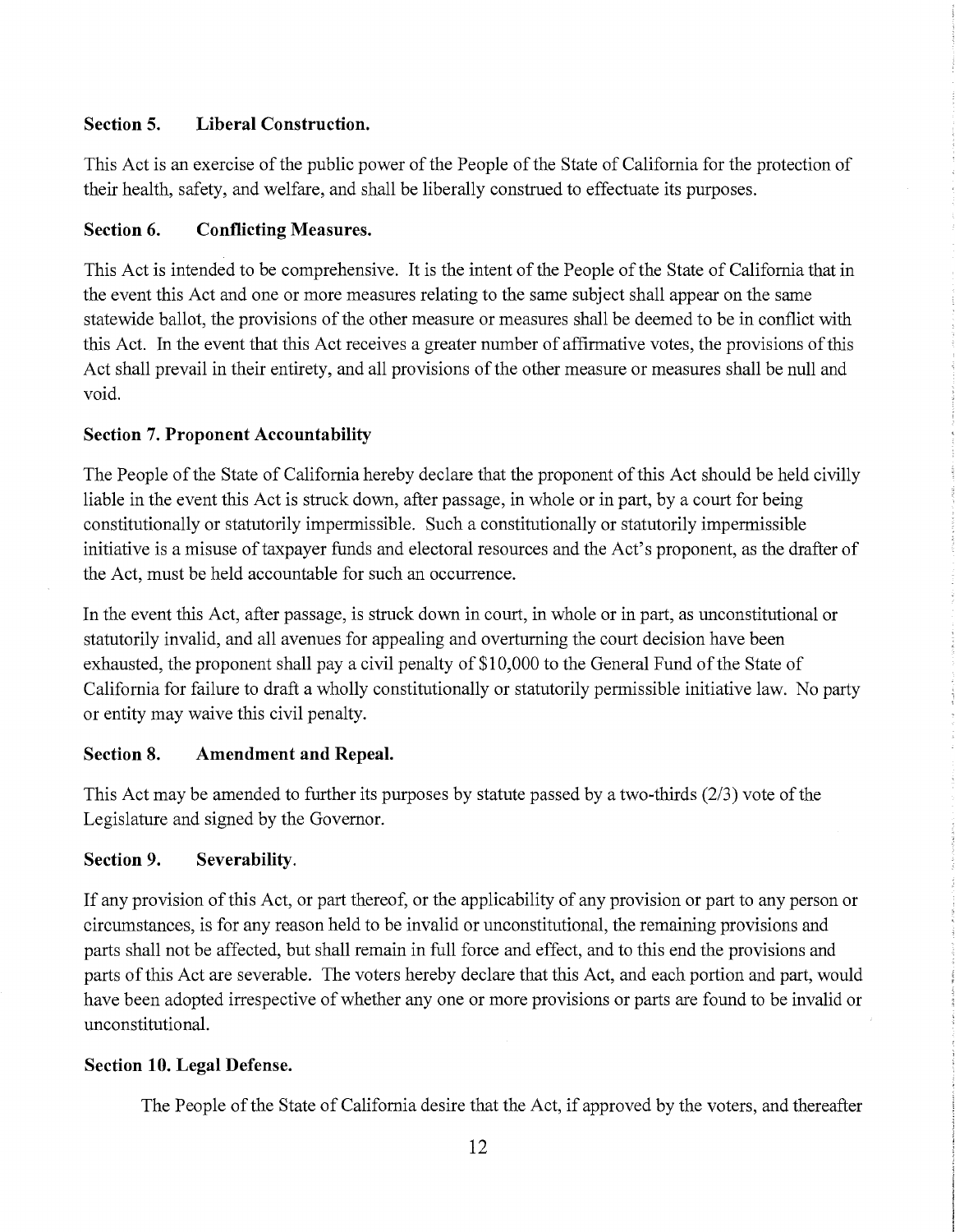### Section 5. Liberal Construction.

This Act is an exercise of the public power of the People of the State of California for the protection of their health, safety, and welfare, and shall be liberally construed to effectuate its purposes.

### Section 6. Conflicting Measures.

This Act is intended to be comprehensive. It is the intent of the People of the State of California that in the event this Act and one or more measures relating to the same subject shall appear on the same statewide ballot, the provisions of the other measure or measures shall be deemed to be in conflict with this Act. In the event that this Act receives a greater number of affirmative votes, the provisions of this Act shall prevail in their entirety, and all provisions of the other measure or measures shall be null and void.

### Section 7. Proponent Accountability

The People of the State of California hereby declare that the proponent of this Act should be held civilly liable in the event this Act is struck down, after passage, in whole or in part, by a court for being constitutionally or statutorily impermissible. Such a constitutionally or statutorily impermissible initiative is a misuse of taxpayer funds and electoral resources and the Act's proponent, as the drafter of the Act, must be held accountable for such an occurrence.

In the event this Act, after passage, is struck down in court, in whole or in part, as unconstitutional or statutorily invalid, and all avenues for appealing and overturning the court decision have been exhausted, the proponent shall pay a civil penalty of $10,000 to the General Fund of the State of California for failure to draft a wholly constitutionally or statutorily permissible initiative law. No party or entity may waive this civil penalty.

### Section 8. Amendment and Repeal.

This Act may be amended to further its purposes by statute passed by a two-thirds (2/3) vote of the Legislature and signed by the Governor.

### Section 9. Severability.

If any provision of this Act, or part thereof, or the applicability of any provision or part to any person or circumstances, is for any reason held to be invalid or unconstitutional, the remaining provisions and parts shall not be affected, but shall remain in full force and effect, and to this end the provisions and parts of this Act are severable. The voters hereby declare that this Act, and each portion and part, would have been adopted irrespective of whether any one or more provisions or parts are found to be invalid or unconstitutional.

### Section 10. Legal Defense.

The People of the State of California desire that the Act, if approved by the voters, and thereafter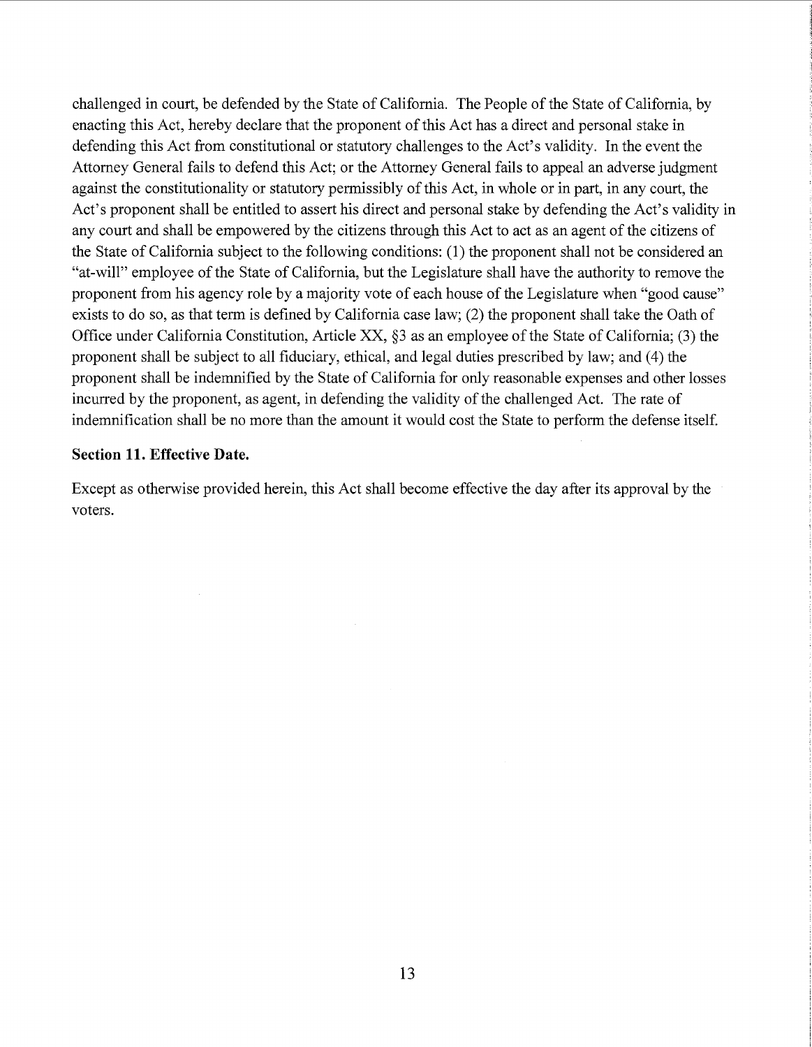challenged in court, be defended by the State of California. The People of the State of California, by enacting this Act, hereby declare that the proponent of this Act has a direct and personal stake in defending this Act from constitutional or statutory challenges to the Act's validity. In the event the Attorney General fails to defend this Act; or the Attorney General fails to appeal an adverse judgment against the constitutionality or statutory permissibly of this Act, in whole or in part, in any court, the Act's proponent shall be entitled to assert his direct and personal stake by defending the Act's validity in any court and shall be empowered by the citizens through this Act to act as an agent of the citizens of the State of California subject to the following conditions: (1) the proponent shall not be considered an "at-will" employee of the State of California, but the Legislature shall have the authority to remove the proponent from his agency role by a majority vote of each house of the Legislature when "good cause" exists to do so, as that term is defined by California case law; (2) the proponent shall take the Oath of Office under California Constitution, Article XX, §3 as an employee of the State of California; (3) the proponent shall be subject to all fiduciary, ethical, and legal duties prescribed by law; and (4) the proponent shall be indemnified by the State of California for only reasonable expenses and other losses incurred by the proponent, as agent, in defending the validity of the challenged Act. The rate of indemnification shall be no more than the amount it would cost the State to perform the defense itself.

**Section 11. Effective Date.**

Except as otherwise provided herein, this Act shall become effective the day after its approval by the voters.